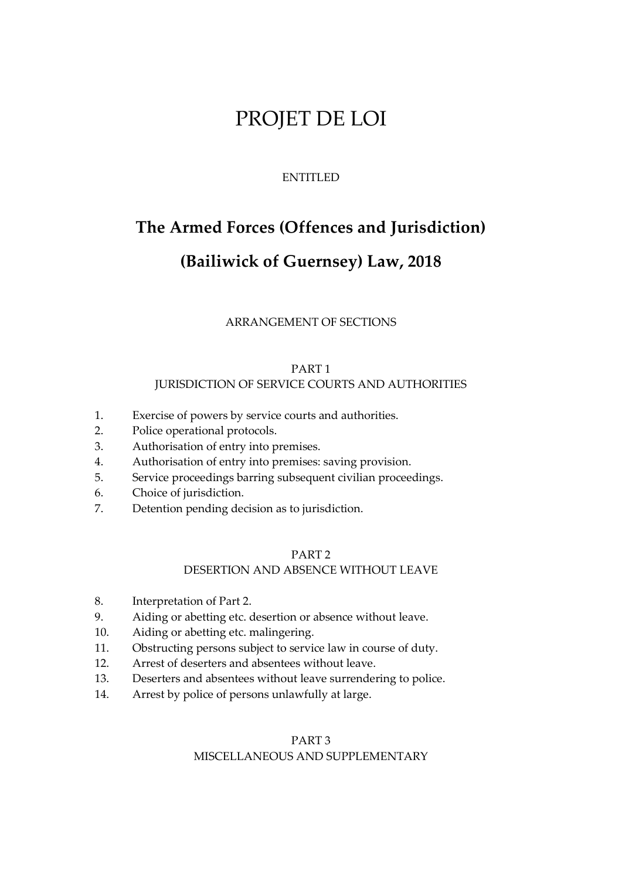# PROJET DE LOI

ENTITLED

## The Armed Forces (Offences and Jurisdiction)

## (Bailiwick of Guernsey) Law, 2018

ARRANGEMENT OF SECTIONS

PART 1
JURISDICTION OF SERVICE COURTS AND AUTHORITIES

1. Exercise of powers by service courts and authorities.
2. Police operational protocols.
3. Authorisation of entry into premises.
4. Authorisation of entry into premises: saving provision.
5. Service proceedings barring subsequent civilian proceedings.
6. Choice of jurisdiction.
7. Detention pending decision as to jurisdiction.

PART 2
DESERTION AND ABSENCE WITHOUT LEAVE

8. Interpretation of Part 2.
9. Aiding or abetting etc. desertion or absence without leave.
10. Aiding or abetting etc. malingering.
11. Obstructing persons subject to service law in course of duty.
12. Arrest of deserters and absentees without leave.
13. Deserters and absentees without leave surrendering to police.
14. Arrest by police of persons unlawfully at large.

PART 3
MISCELLANEOUS AND SUPPLEMENTARY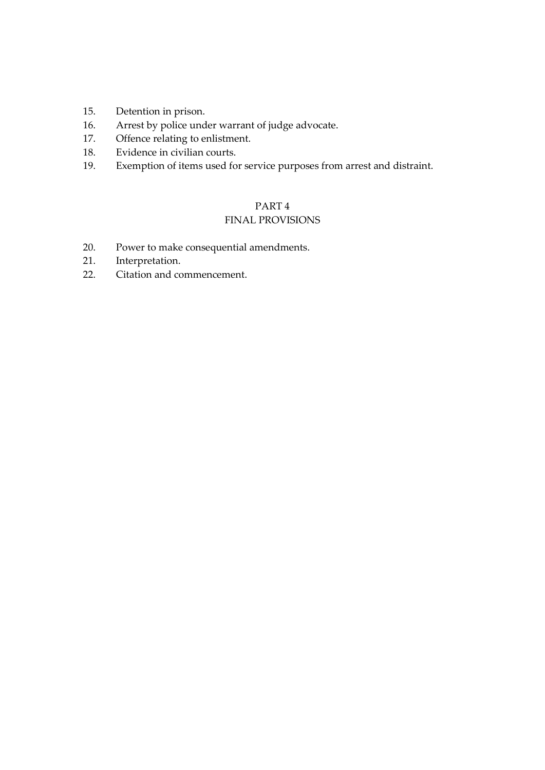15. Detention in prison.
16. Arrest by police under warrant of judge advocate.
17. Offence relating to enlistment.
18. Evidence in civilian courts.
19. Exemption of items used for service purposes from arrest and distraint.

## PART 4
## FINAL PROVISIONS

20. Power to make consequential amendments.
21. Interpretation.
22. Citation and commencement.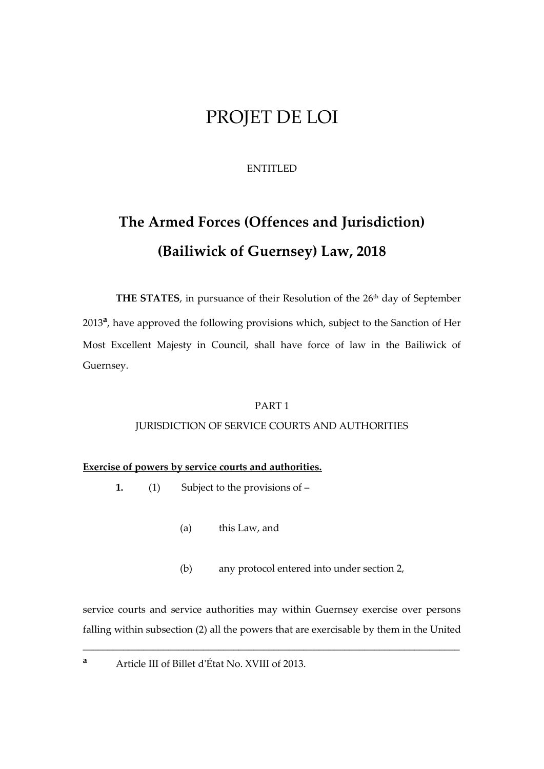# PROJET DE LOI

ENTITLED

## The Armed Forces (Offences and Jurisdiction) (Bailiwick of Guernsey) Law, 2018

**THE STATES**, in pursuance of their Resolution of the 26th day of September 2013[a], have approved the following provisions which, subject to the Sanction of Her Most Excellent Majesty in Council, shall have force of law in the Bailiwick of Guernsey.

PART 1

JURISDICTION OF SERVICE COURTS AND AUTHORITIES

**Exercise of powers by service courts and authorities.**

**1.** (1) Subject to the provisions of –

(a) this Law, and

(b) any protocol entered into under section 2,

service courts and service authorities may within Guernsey exercise over persons falling within subsection (2) all the powers that are exercisable by them in the United

---

[a] Article III of Billet d'État No. XVIII of 2013.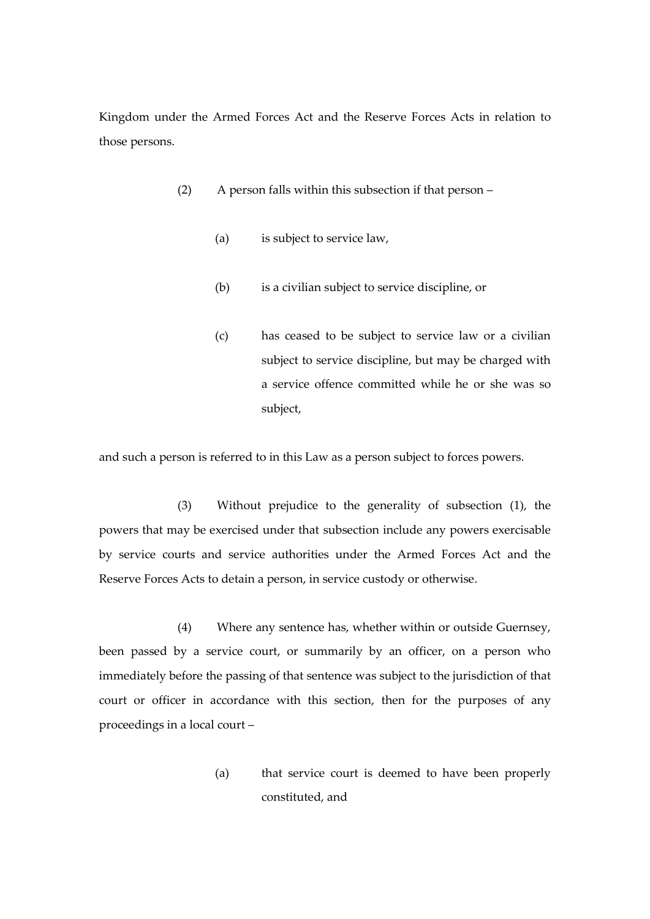Kingdom under the Armed Forces Act and the Reserve Forces Acts in relation to those persons.

(2) A person falls within this subsection if that person –

(a) is subject to service law,

(b) is a civilian subject to service discipline, or

(c) has ceased to be subject to service law or a civilian subject to service discipline, but may be charged with a service offence committed while he or she was so subject,

and such a person is referred to in this Law as a person subject to forces powers.

(3) Without prejudice to the generality of subsection (1), the powers that may be exercised under that subsection include any powers exercisable by service courts and service authorities under the Armed Forces Act and the Reserve Forces Acts to detain a person, in service custody or otherwise.

(4) Where any sentence has, whether within or outside Guernsey, been passed by a service court, or summarily by an officer, on a person who immediately before the passing of that sentence was subject to the jurisdiction of that court or officer in accordance with this section, then for the purposes of any proceedings in a local court –

(a) that service court is deemed to have been properly constituted, and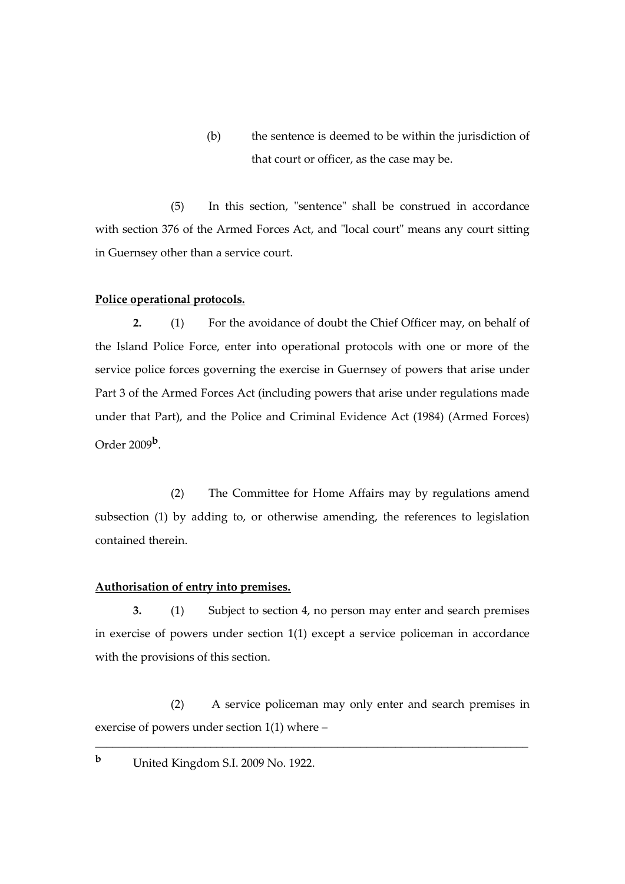(b) the sentence is deemed to be within the jurisdiction of that court or officer, as the case may be.

(5) In this section, "sentence" shall be construed in accordance with section 376 of the Armed Forces Act, and "local court" means any court sitting in Guernsey other than a service court.

**Police operational protocols.**

**2.** (1) For the avoidance of doubt the Chief Officer may, on behalf of the Island Police Force, enter into operational protocols with one or more of the service police forces governing the exercise in Guernsey of powers that arise under Part 3 of the Armed Forces Act (including powers that arise under regulations made under that Part), and the Police and Criminal Evidence Act (1984) (Armed Forces) Order 2009[b].

(2) The Committee for Home Affairs may by regulations amend subsection (1) by adding to, or otherwise amending, the references to legislation contained therein.

**Authorisation of entry into premises.**

**3.** (1) Subject to section 4, no person may enter and search premises in exercise of powers under section 1(1) except a service policeman in accordance with the provisions of this section.

(2) A service policeman may only enter and search premises in exercise of powers under section 1(1) where –

---

[b] United Kingdom S.I. 2009 No. 1922.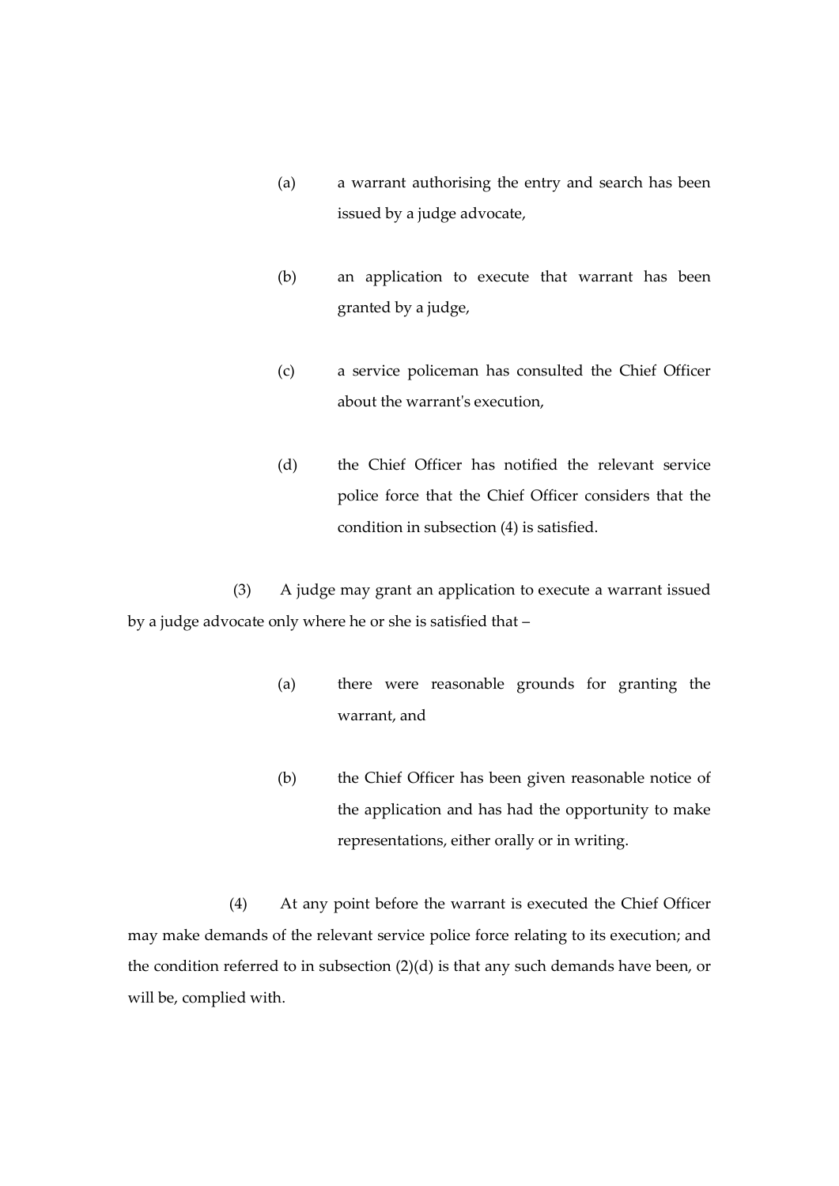(a) a warrant authorising the entry and search has been issued by a judge advocate,

(b) an application to execute that warrant has been granted by a judge,

(c) a service policeman has consulted the Chief Officer about the warrant's execution,

(d) the Chief Officer has notified the relevant service police force that the Chief Officer considers that the condition in subsection (4) is satisfied.

(3) A judge may grant an application to execute a warrant issued by a judge advocate only where he or she is satisfied that –

(a) there were reasonable grounds for granting the warrant, and

(b) the Chief Officer has been given reasonable notice of the application and has had the opportunity to make representations, either orally or in writing.

(4) At any point before the warrant is executed the Chief Officer may make demands of the relevant service police force relating to its execution; and the condition referred to in subsection (2)(d) is that any such demands have been, or will be, complied with.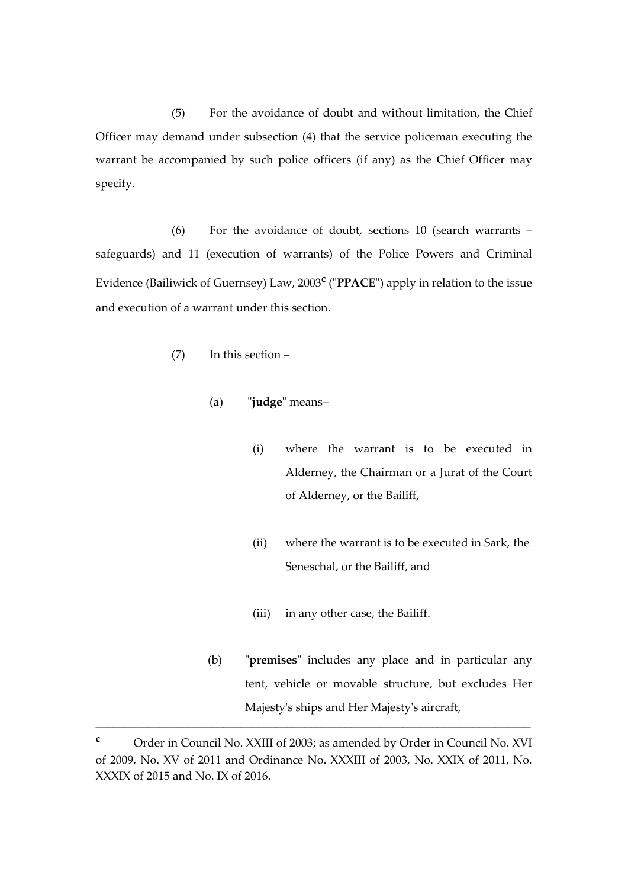(5) For the avoidance of doubt and without limitation, the Chief Officer may demand under subsection (4) that the service policeman executing the warrant be accompanied by such police officers (if any) as the Chief Officer may specify.

(6) For the avoidance of doubt, sections 10 (search warrants – safeguards) and 11 (execution of warrants) of the Police Powers and Criminal Evidence (Bailiwick of Guernsey) Law, 2003[c] ("**PPACE**") apply in relation to the issue and execution of a warrant under this section.

(7) In this section –

(a) "**judge**" means–

(i) where the warrant is to be executed in Alderney, the Chairman or a Jurat of the Court of Alderney, or the Bailiff,

(ii) where the warrant is to be executed in Sark, the Seneschal, or the Bailiff, and

(iii) in any other case, the Bailiff.

(b) "**premises**" includes any place and in particular any tent, vehicle or movable structure, but excludes Her Majesty's ships and Her Majesty's aircraft,

---

[c] Order in Council No. XXIII of 2003; as amended by Order in Council No. XVI of 2009, No. XV of 2011 and Ordinance No. XXXIII of 2003, No. XXIX of 2011, No. XXXIX of 2015 and No. IX of 2016.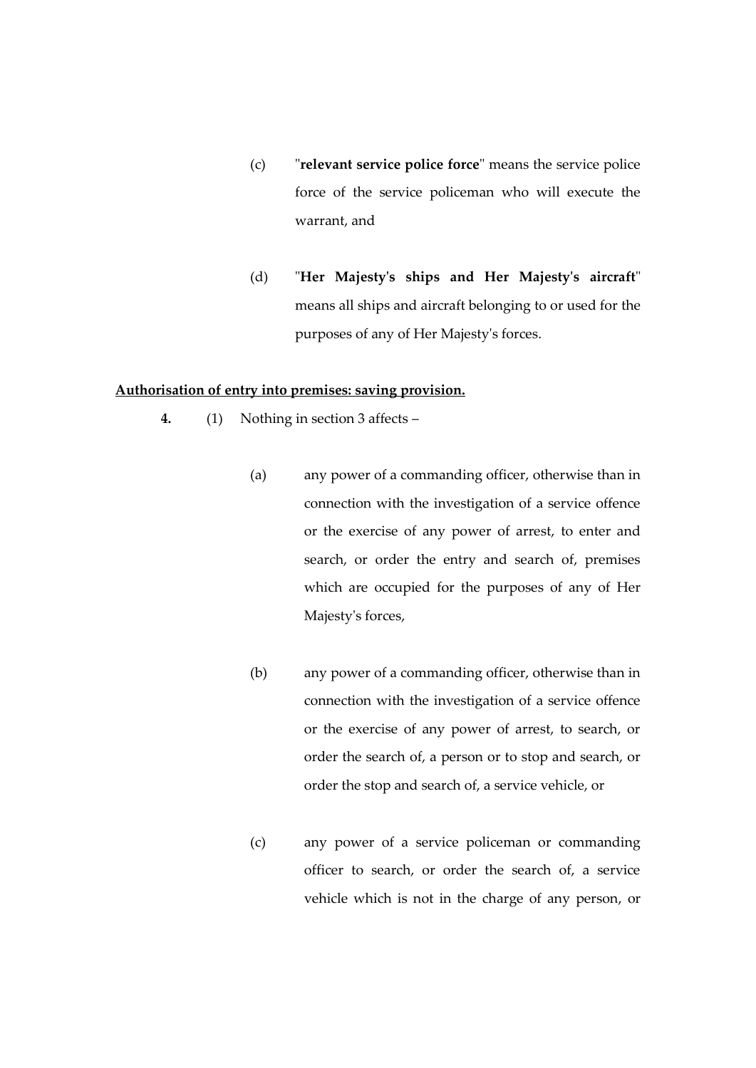(c) "**relevant service police force**" means the service police force of the service policeman who will execute the warrant, and

(d) "**Her Majesty's ships and Her Majesty's aircraft**" means all ships and aircraft belonging to or used for the purposes of any of Her Majesty's forces.

**Authorisation of entry into premises: saving provision.**

**4.** (1) Nothing in section 3 affects –

(a) any power of a commanding officer, otherwise than in connection with the investigation of a service offence or the exercise of any power of arrest, to enter and search, or order the entry and search of, premises which are occupied for the purposes of any of Her Majesty's forces,

(b) any power of a commanding officer, otherwise than in connection with the investigation of a service offence or the exercise of any power of arrest, to search, or order the search of, a person or to stop and search, or order the stop and search of, a service vehicle, or

(c) any power of a service policeman or commanding officer to search, or order the search of, a service vehicle which is not in the charge of any person, or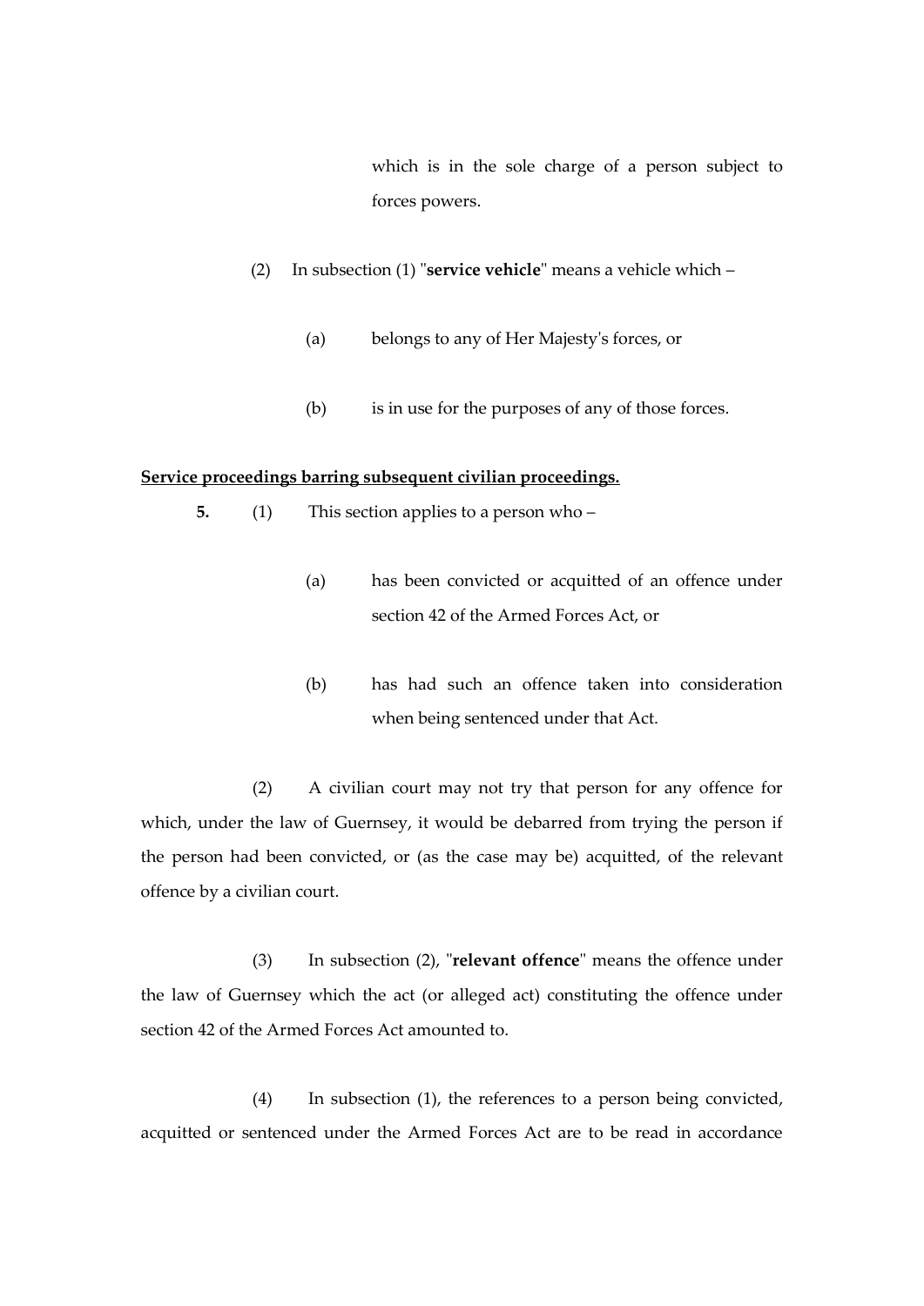which is in the sole charge of a person subject to forces powers.

(2) In subsection (1) "**service vehicle**" means a vehicle which –

(a) belongs to any of Her Majesty's forces, or

(b) is in use for the purposes of any of those forces.

**Service proceedings barring subsequent civilian proceedings.**

**5.** (1) This section applies to a person who –

(a) has been convicted or acquitted of an offence under section 42 of the Armed Forces Act, or

(b) has had such an offence taken into consideration when being sentenced under that Act.

(2) A civilian court may not try that person for any offence for which, under the law of Guernsey, it would be debarred from trying the person if the person had been convicted, or (as the case may be) acquitted, of the relevant offence by a civilian court.

(3) In subsection (2), "**relevant offence**" means the offence under the law of Guernsey which the act (or alleged act) constituting the offence under section 42 of the Armed Forces Act amounted to.

(4) In subsection (1), the references to a person being convicted, acquitted or sentenced under the Armed Forces Act are to be read in accordance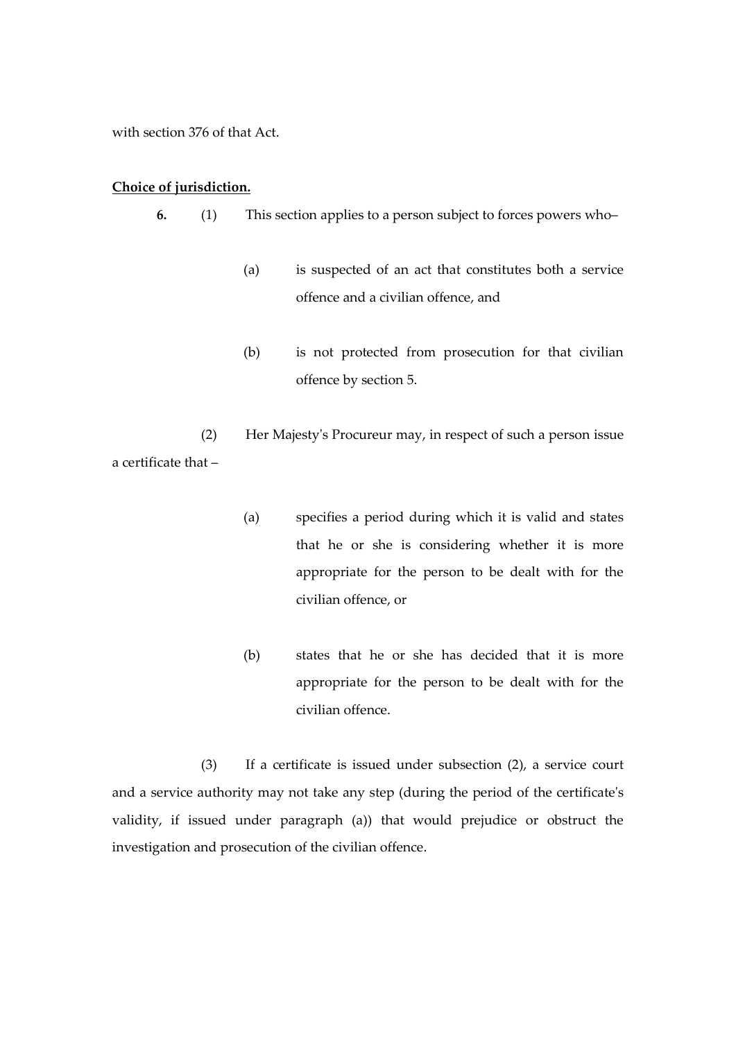with section 376 of that Act.

**Choice of jurisdiction.**

**6.** (1) This section applies to a person subject to forces powers who–

(a) is suspected of an act that constitutes both a service offence and a civilian offence, and

(b) is not protected from prosecution for that civilian offence by section 5.

(2) Her Majesty's Procureur may, in respect of such a person issue a certificate that –

(a) specifies a period during which it is valid and states that he or she is considering whether it is more appropriate for the person to be dealt with for the civilian offence, or

(b) states that he or she has decided that it is more appropriate for the person to be dealt with for the civilian offence.

(3) If a certificate is issued under subsection (2), a service court and a service authority may not take any step (during the period of the certificate's validity, if issued under paragraph (a)) that would prejudice or obstruct the investigation and prosecution of the civilian offence.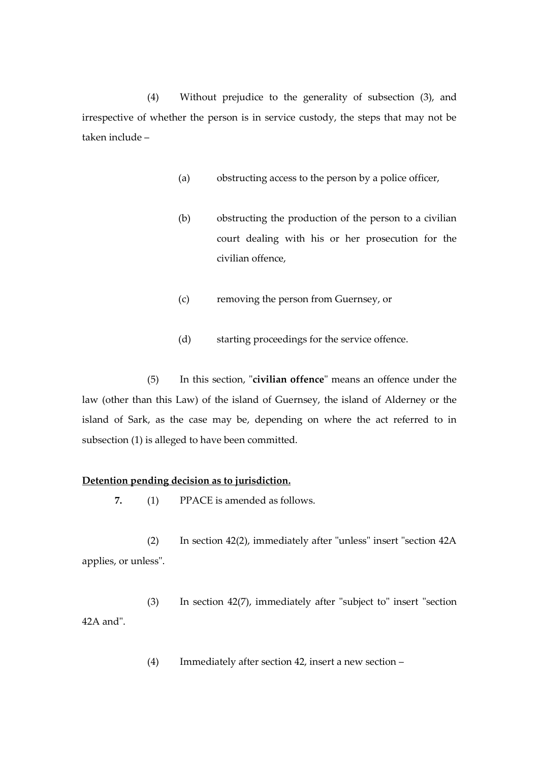(4) Without prejudice to the generality of subsection (3), and irrespective of whether the person is in service custody, the steps that may not be taken include –

(a) obstructing access to the person by a police officer,

(b) obstructing the production of the person to a civilian court dealing with his or her prosecution for the civilian offence,

(c) removing the person from Guernsey, or

(d) starting proceedings for the service offence.

(5) In this section, "**civilian offence**" means an offence under the law (other than this Law) of the island of Guernsey, the island of Alderney or the island of Sark, as the case may be, depending on where the act referred to in subsection (1) is alleged to have been committed.

**Detention pending decision as to jurisdiction.**

**7.** (1) PPACE is amended as follows.

(2) In section 42(2), immediately after "unless" insert "section 42A applies, or unless".

(3) In section 42(7), immediately after "subject to" insert "section 42A and".

(4) Immediately after section 42, insert a new section –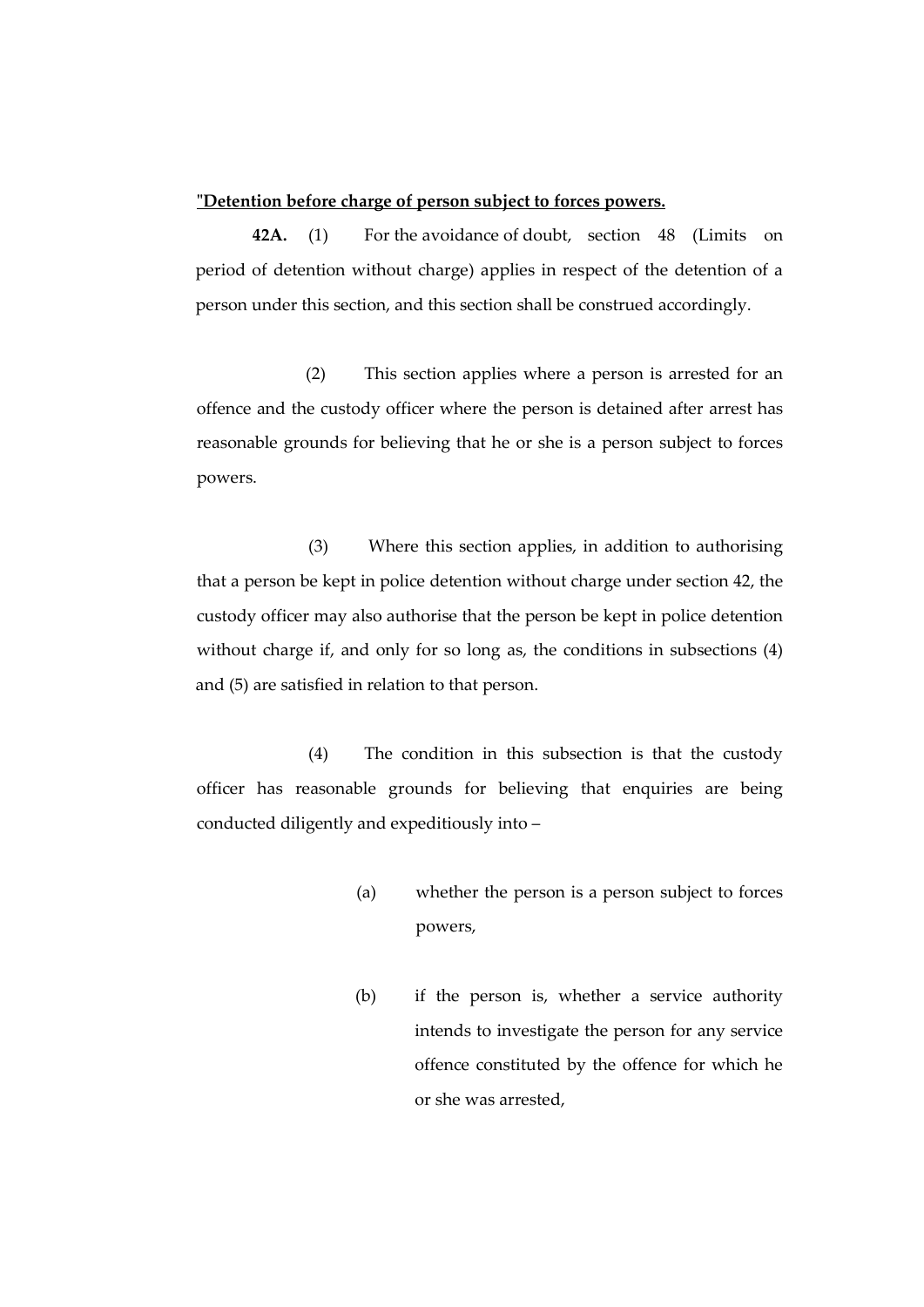**"Detention before charge of person subject to forces powers.**

**42A.** (1) For the avoidance of doubt, section 48 (Limits on period of detention without charge) applies in respect of the detention of a person under this section, and this section shall be construed accordingly.

(2) This section applies where a person is arrested for an offence and the custody officer where the person is detained after arrest has reasonable grounds for believing that he or she is a person subject to forces powers.

(3) Where this section applies, in addition to authorising that a person be kept in police detention without charge under section 42, the custody officer may also authorise that the person be kept in police detention without charge if, and only for so long as, the conditions in subsections (4) and (5) are satisfied in relation to that person.

(4) The condition in this subsection is that the custody officer has reasonable grounds for believing that enquiries are being conducted diligently and expeditiously into –

(a) whether the person is a person subject to forces powers,

(b) if the person is, whether a service authority intends to investigate the person for any service offence constituted by the offence for which he or she was arrested,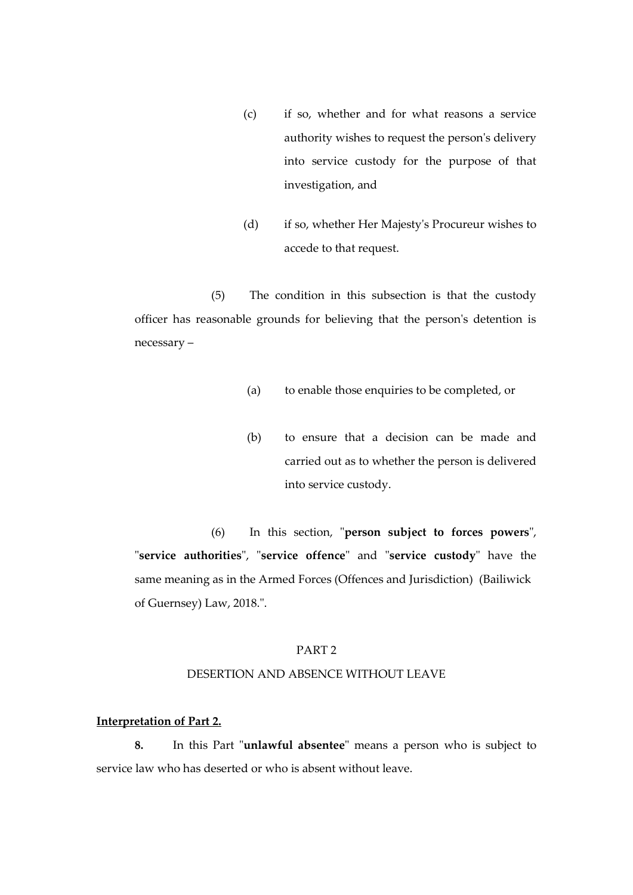(c) if so, whether and for what reasons a service authority wishes to request the person's delivery into service custody for the purpose of that investigation, and

(d) if so, whether Her Majesty's Procureur wishes to accede to that request.

(5) The condition in this subsection is that the custody officer has reasonable grounds for believing that the person's detention is necessary –

(a) to enable those enquiries to be completed, or

(b) to ensure that a decision can be made and carried out as to whether the person is delivered into service custody.

(6) In this section, "**person subject to forces powers**", "**service authorities**", "**service offence**" and "**service custody**" have the same meaning as in the Armed Forces (Offences and Jurisdiction) (Bailiwick of Guernsey) Law, 2018.".

PART 2

DESERTION AND ABSENCE WITHOUT LEAVE

**Interpretation of Part 2.**

**8.** In this Part "**unlawful absentee**" means a person who is subject to service law who has deserted or who is absent without leave.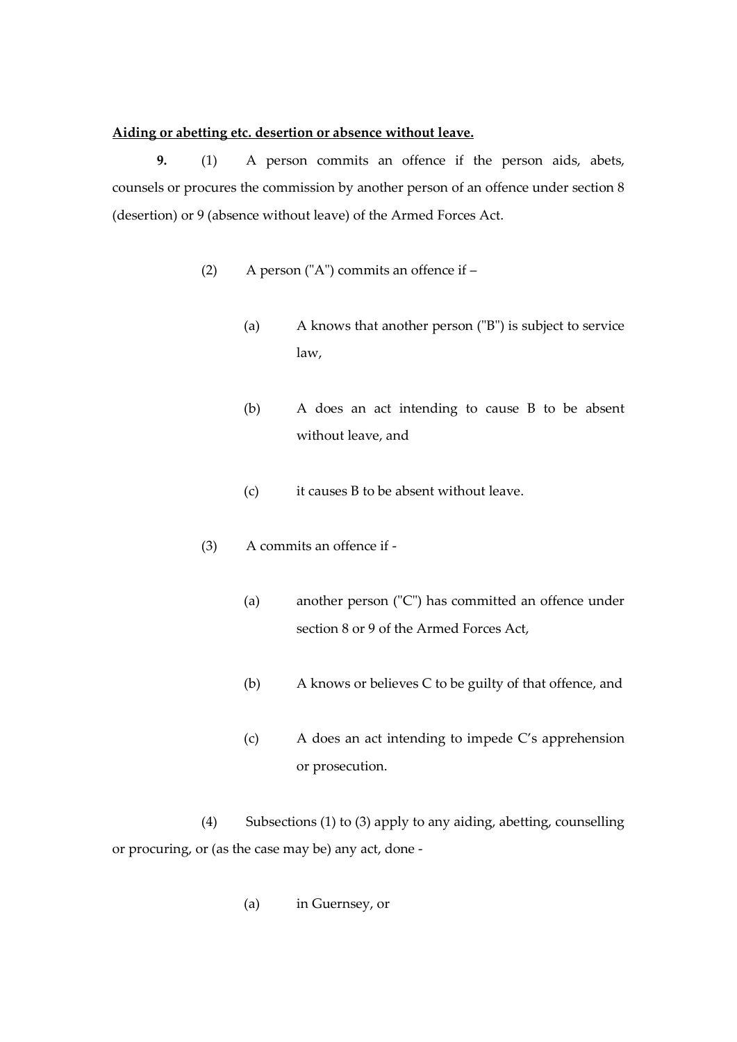**Aiding or abetting etc. desertion or absence without leave.**

**9.** (1) A person commits an offence if the person aids, abets, counsels or procures the commission by another person of an offence under section 8 (desertion) or 9 (absence without leave) of the Armed Forces Act.

(2) A person ("A") commits an offence if –

(a) A knows that another person ("B") is subject to service law,

(b) A does an act intending to cause B to be absent without leave, and

(c) it causes B to be absent without leave.

(3) A commits an offence if -

(a) another person ("C") has committed an offence under section 8 or 9 of the Armed Forces Act,

(b) A knows or believes C to be guilty of that offence, and

(c) A does an act intending to impede C's apprehension or prosecution.

(4) Subsections (1) to (3) apply to any aiding, abetting, counselling or procuring, or (as the case may be) any act, done -

(a) in Guernsey, or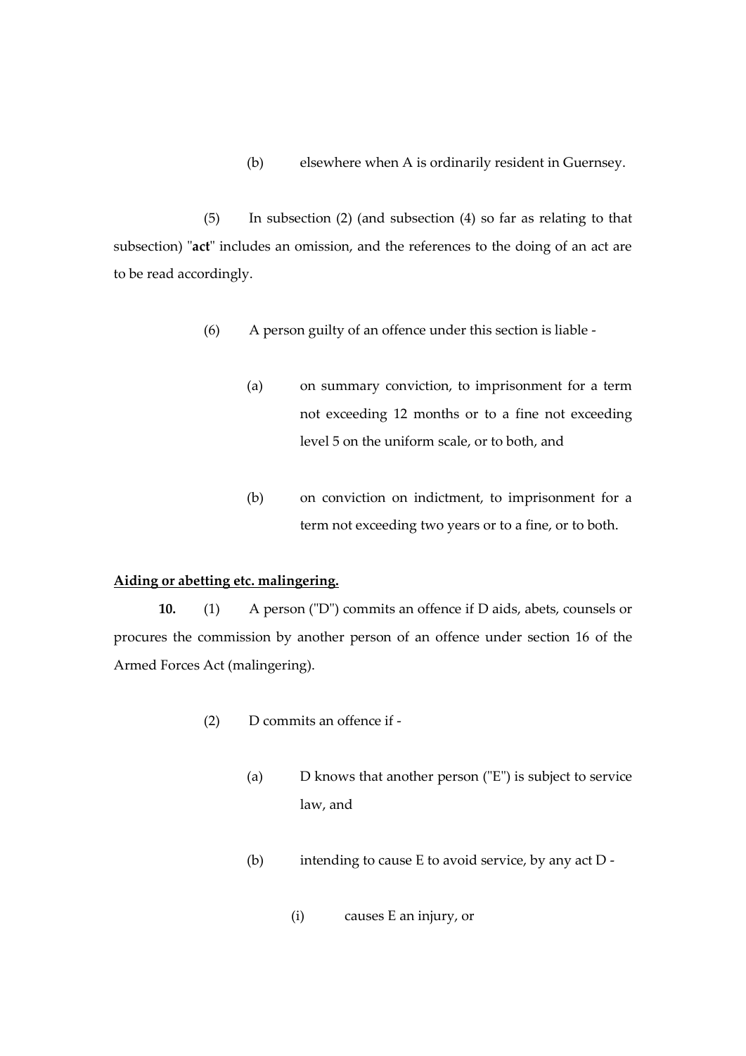(b) elsewhere when A is ordinarily resident in Guernsey.

(5) In subsection (2) (and subsection (4) so far as relating to that subsection) "**act**" includes an omission, and the references to the doing of an act are to be read accordingly.

(6) A person guilty of an offence under this section is liable -

(a) on summary conviction, to imprisonment for a term not exceeding 12 months or to a fine not exceeding level 5 on the uniform scale, or to both, and

(b) on conviction on indictment, to imprisonment for a term not exceeding two years or to a fine, or to both.

**Aiding or abetting etc. malingering.**

**10.** (1) A person ("D") commits an offence if D aids, abets, counsels or procures the commission by another person of an offence under section 16 of the Armed Forces Act (malingering).

(2) D commits an offence if -

(a) D knows that another person ("E") is subject to service law, and

(b) intending to cause E to avoid service, by any act D -

(i) causes E an injury, or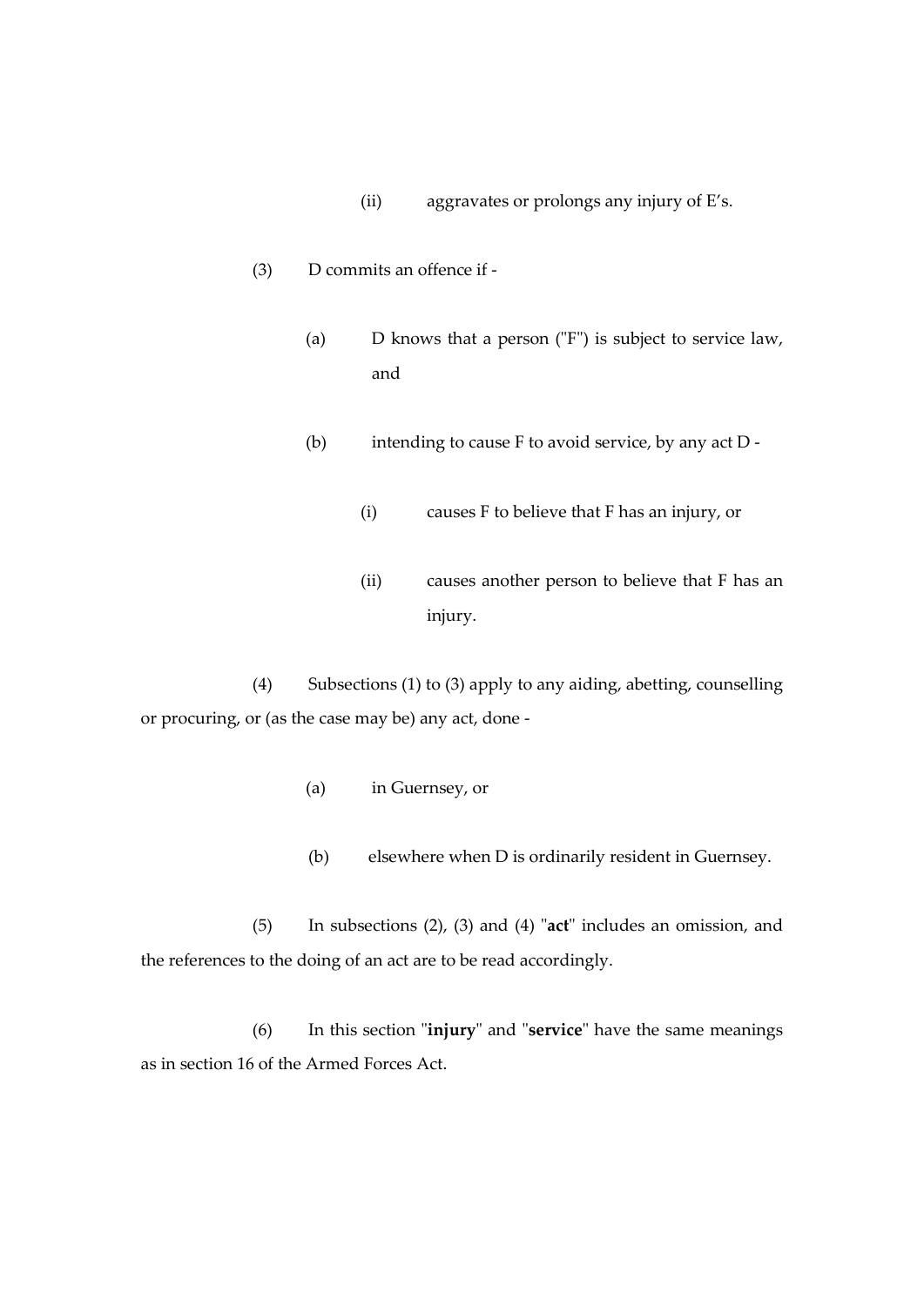(ii) aggravates or prolongs any injury of E's.

(3) D commits an offence if -

(a) D knows that a person ("F") is subject to service law, and

(b) intending to cause F to avoid service, by any act D -

(i) causes F to believe that F has an injury, or

(ii) causes another person to believe that F has an injury.

(4) Subsections (1) to (3) apply to any aiding, abetting, counselling or procuring, or (as the case may be) any act, done -

(a) in Guernsey, or

(b) elsewhere when D is ordinarily resident in Guernsey.

(5) In subsections (2), (3) and (4) "**act**" includes an omission, and the references to the doing of an act are to be read accordingly.

(6) In this section "**injury**" and "**service**" have the same meanings as in section 16 of the Armed Forces Act.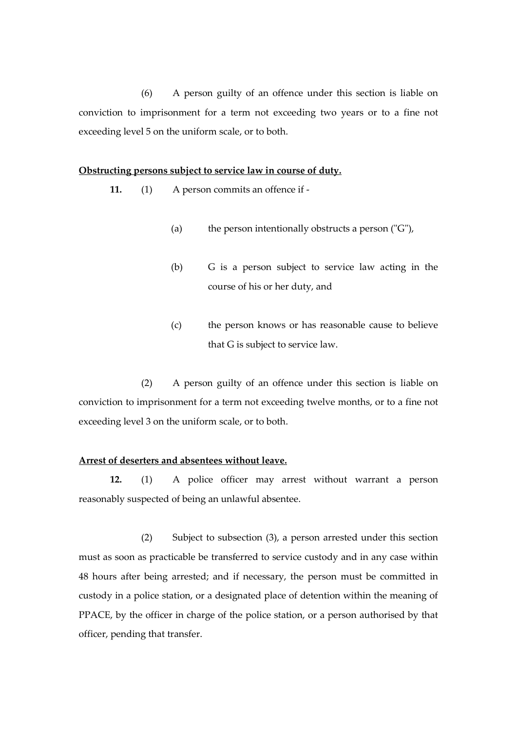(6) A person guilty of an offence under this section is liable on conviction to imprisonment for a term not exceeding two years or to a fine not exceeding level 5 on the uniform scale, or to both.

**Obstructing persons subject to service law in course of duty.**

**11.** (1) A person commits an offence if -

(a) the person intentionally obstructs a person ("G"),

(b) G is a person subject to service law acting in the course of his or her duty, and

(c) the person knows or has reasonable cause to believe that G is subject to service law.

(2) A person guilty of an offence under this section is liable on conviction to imprisonment for a term not exceeding twelve months, or to a fine not exceeding level 3 on the uniform scale, or to both.

**Arrest of deserters and absentees without leave.**

**12.** (1) A police officer may arrest without warrant a person reasonably suspected of being an unlawful absentee.

(2) Subject to subsection (3), a person arrested under this section must as soon as practicable be transferred to service custody and in any case within 48 hours after being arrested; and if necessary, the person must be committed in custody in a police station, or a designated place of detention within the meaning of PPACE, by the officer in charge of the police station, or a person authorised by that officer, pending that transfer.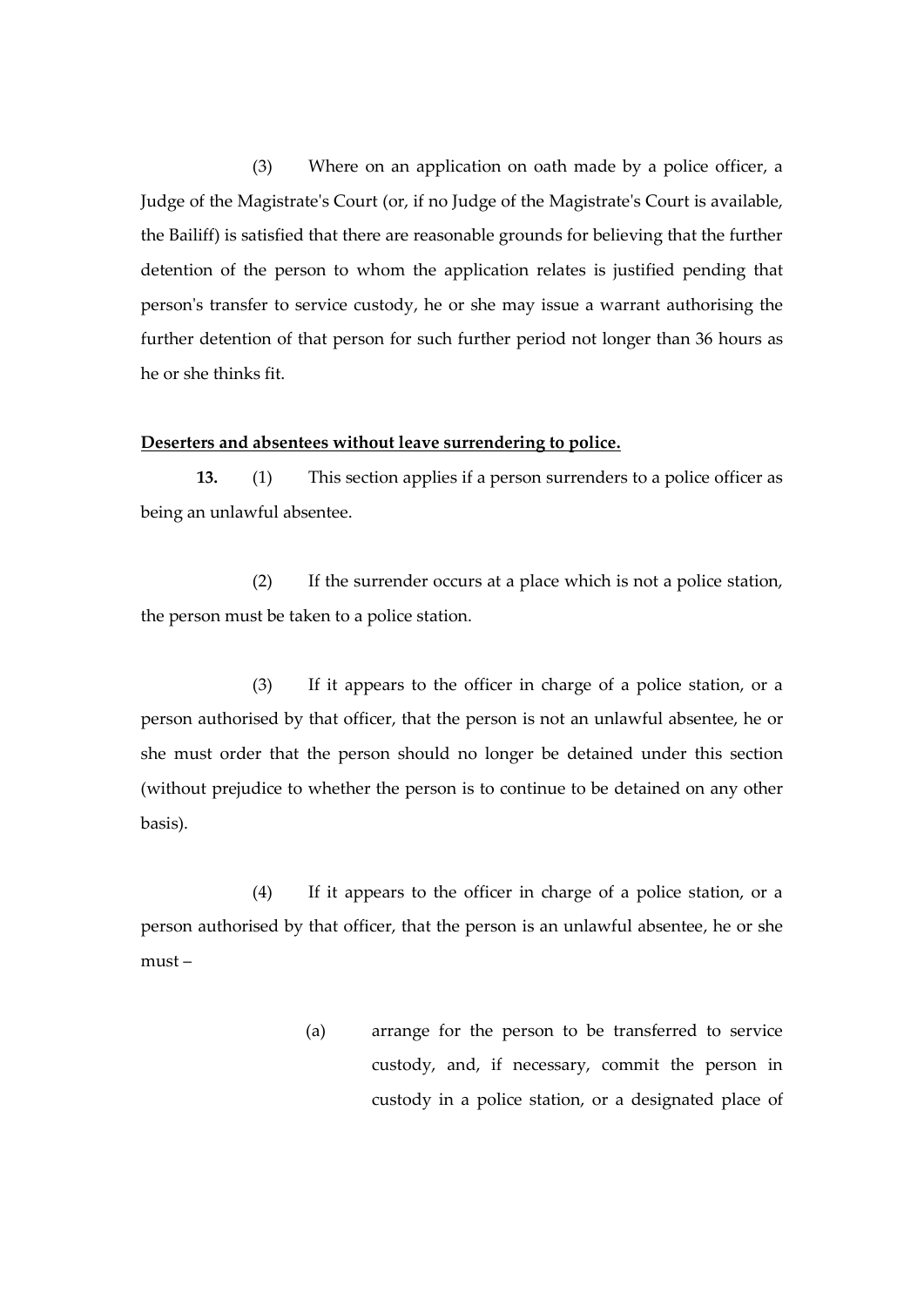(3) Where on an application on oath made by a police officer, a Judge of the Magistrate's Court (or, if no Judge of the Magistrate's Court is available, the Bailiff) is satisfied that there are reasonable grounds for believing that the further detention of the person to whom the application relates is justified pending that person's transfer to service custody, he or she may issue a warrant authorising the further detention of that person for such further period not longer than 36 hours as he or she thinks fit.

**Deserters and absentees without leave surrendering to police.**

**13.** (1) This section applies if a person surrenders to a police officer as being an unlawful absentee.

(2) If the surrender occurs at a place which is not a police station, the person must be taken to a police station.

(3) If it appears to the officer in charge of a police station, or a person authorised by that officer, that the person is not an unlawful absentee, he or she must order that the person should no longer be detained under this section (without prejudice to whether the person is to continue to be detained on any other basis).

(4) If it appears to the officer in charge of a police station, or a person authorised by that officer, that the person is an unlawful absentee, he or she must –

(a) arrange for the person to be transferred to service custody, and, if necessary, commit the person in custody in a police station, or a designated place of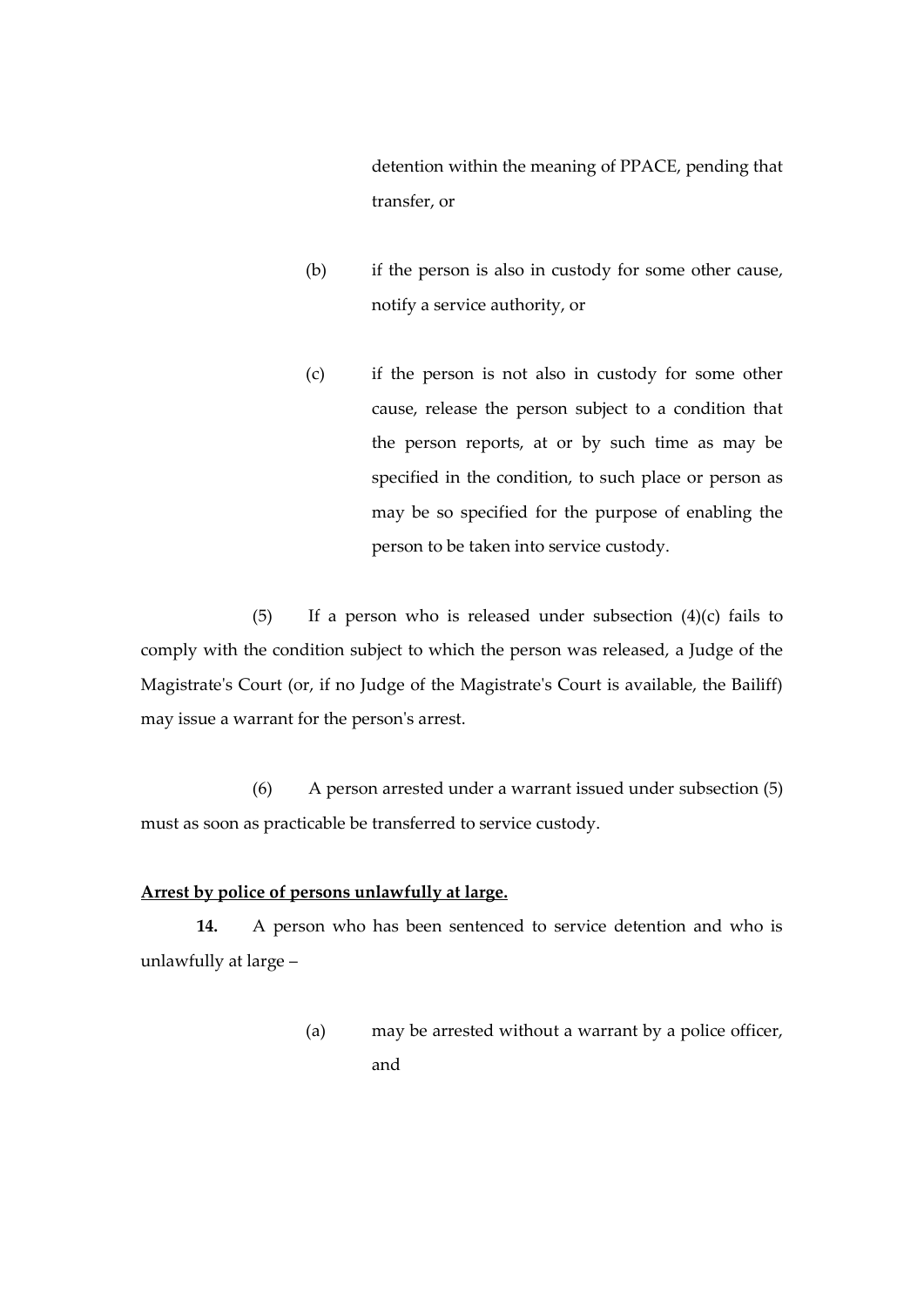detention within the meaning of PPACE, pending that transfer, or

(b) if the person is also in custody for some other cause, notify a service authority, or

(c) if the person is not also in custody for some other cause, release the person subject to a condition that the person reports, at or by such time as may be specified in the condition, to such place or person as may be so specified for the purpose of enabling the person to be taken into service custody.

(5) If a person who is released under subsection (4)(c) fails to comply with the condition subject to which the person was released, a Judge of the Magistrate's Court (or, if no Judge of the Magistrate's Court is available, the Bailiff) may issue a warrant for the person's arrest.

(6) A person arrested under a warrant issued under subsection (5) must as soon as practicable be transferred to service custody.

**Arrest by police of persons unlawfully at large.**

**14.** A person who has been sentenced to service detention and who is unlawfully at large –

(a) may be arrested without a warrant by a police officer, and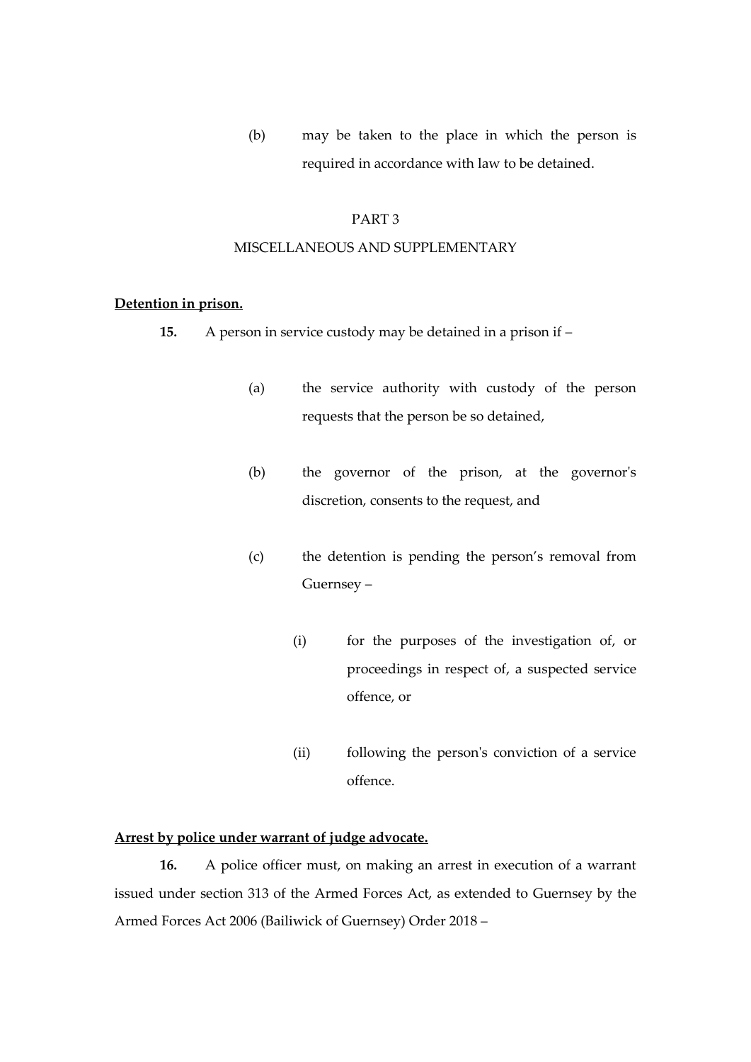(b) may be taken to the place in which the person is required in accordance with law to be detained.

PART 3

MISCELLANEOUS AND SUPPLEMENTARY

**Detention in prison.**

**15.** A person in service custody may be detained in a prison if –

(a) the service authority with custody of the person requests that the person be so detained,

(b) the governor of the prison, at the governor's discretion, consents to the request, and

(c) the detention is pending the person's removal from Guernsey –

(i) for the purposes of the investigation of, or proceedings in respect of, a suspected service offence, or

(ii) following the person's conviction of a service offence.

**Arrest by police under warrant of judge advocate.**

**16.** A police officer must, on making an arrest in execution of a warrant issued under section 313 of the Armed Forces Act, as extended to Guernsey by the Armed Forces Act 2006 (Bailiwick of Guernsey) Order 2018 –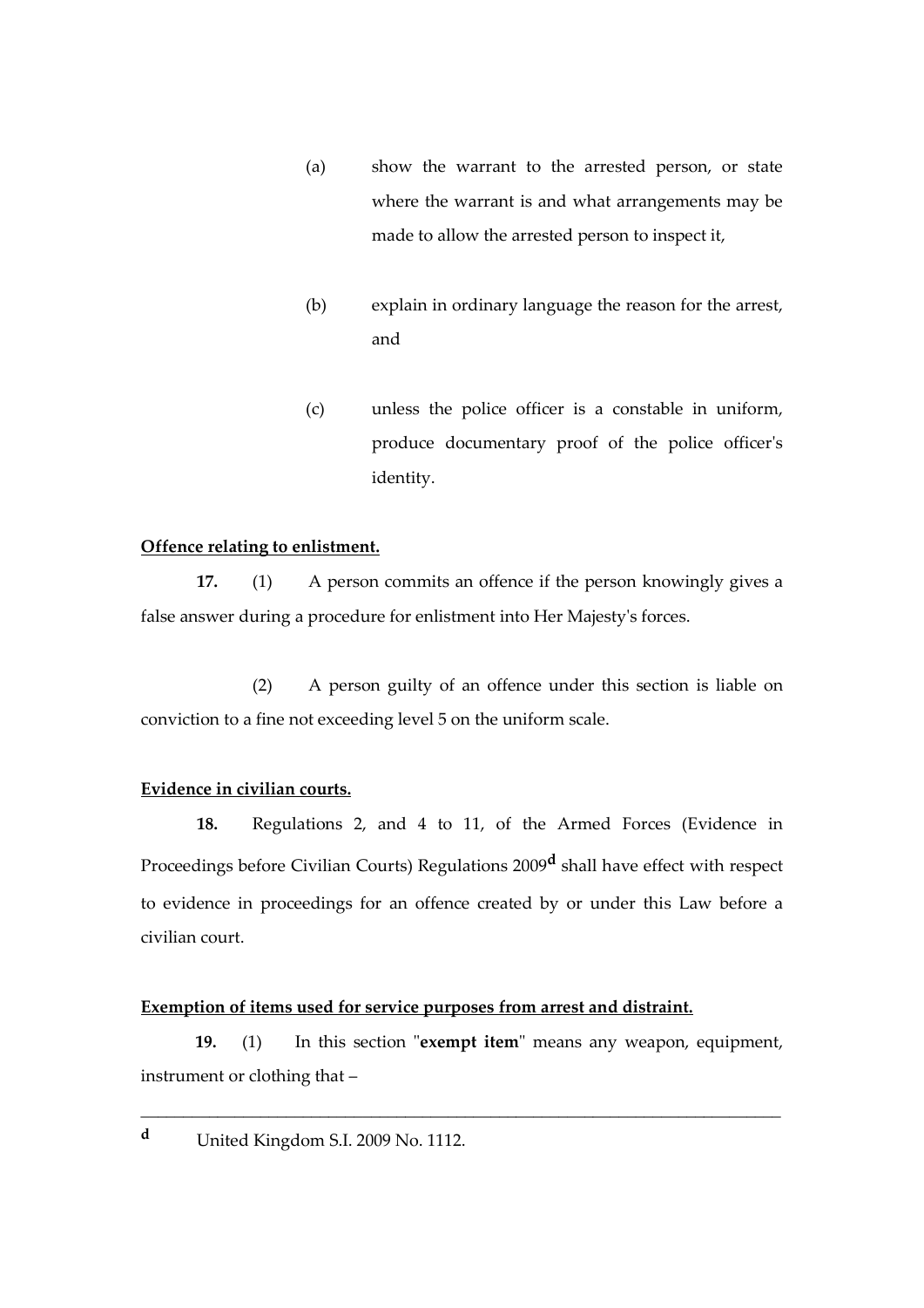(a) show the warrant to the arrested person, or state where the warrant is and what arrangements may be made to allow the arrested person to inspect it,

(b) explain in ordinary language the reason for the arrest, and

(c) unless the police officer is a constable in uniform, produce documentary proof of the police officer's identity.

**Offence relating to enlistment.**

**17.** (1) A person commits an offence if the person knowingly gives a false answer during a procedure for enlistment into Her Majesty's forces.

(2) A person guilty of an offence under this section is liable on conviction to a fine not exceeding level 5 on the uniform scale.

**Evidence in civilian courts.**

**18.** Regulations 2, and 4 to 11, of the Armed Forces (Evidence in Proceedings before Civilian Courts) Regulations 2009[d] shall have effect with respect to evidence in proceedings for an offence created by or under this Law before a civilian court.

**Exemption of items used for service purposes from arrest and distraint.**

**19.** (1) In this section "**exempt item**" means any weapon, equipment, instrument or clothing that –

---

[d] United Kingdom S.I. 2009 No. 1112.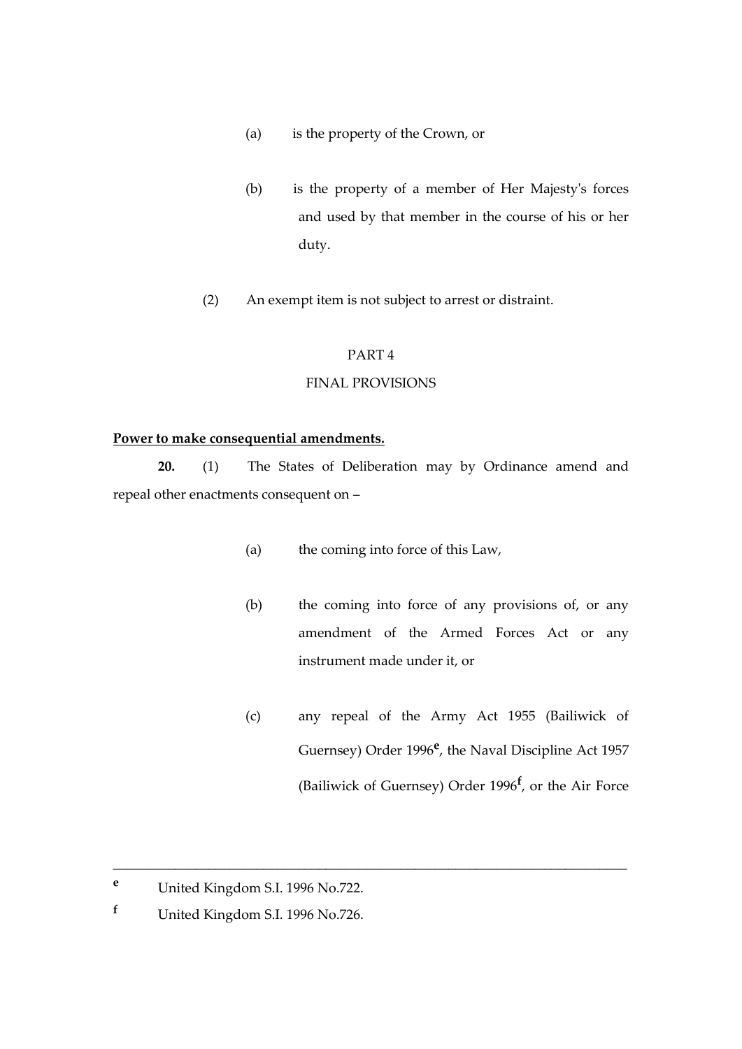(a) is the property of the Crown, or

(b) is the property of a member of Her Majesty's forces and used by that member in the course of his or her duty.

(2) An exempt item is not subject to arrest or distraint.

PART 4

FINAL PROVISIONS

**Power to make consequential amendments.**

**20.** (1) The States of Deliberation may by Ordinance amend and repeal other enactments consequent on –

(a) the coming into force of this Law,

(b) the coming into force of any provisions of, or any amendment of the Armed Forces Act or any instrument made under it, or

(c) any repeal of the Army Act 1955 (Bailiwick of Guernsey) Order 1996[e], the Naval Discipline Act 1957 (Bailiwick of Guernsey) Order 1996[f], or the Air Force

---

[e] United Kingdom S.I. 1996 No.722.

[f] United Kingdom S.I. 1996 No.726.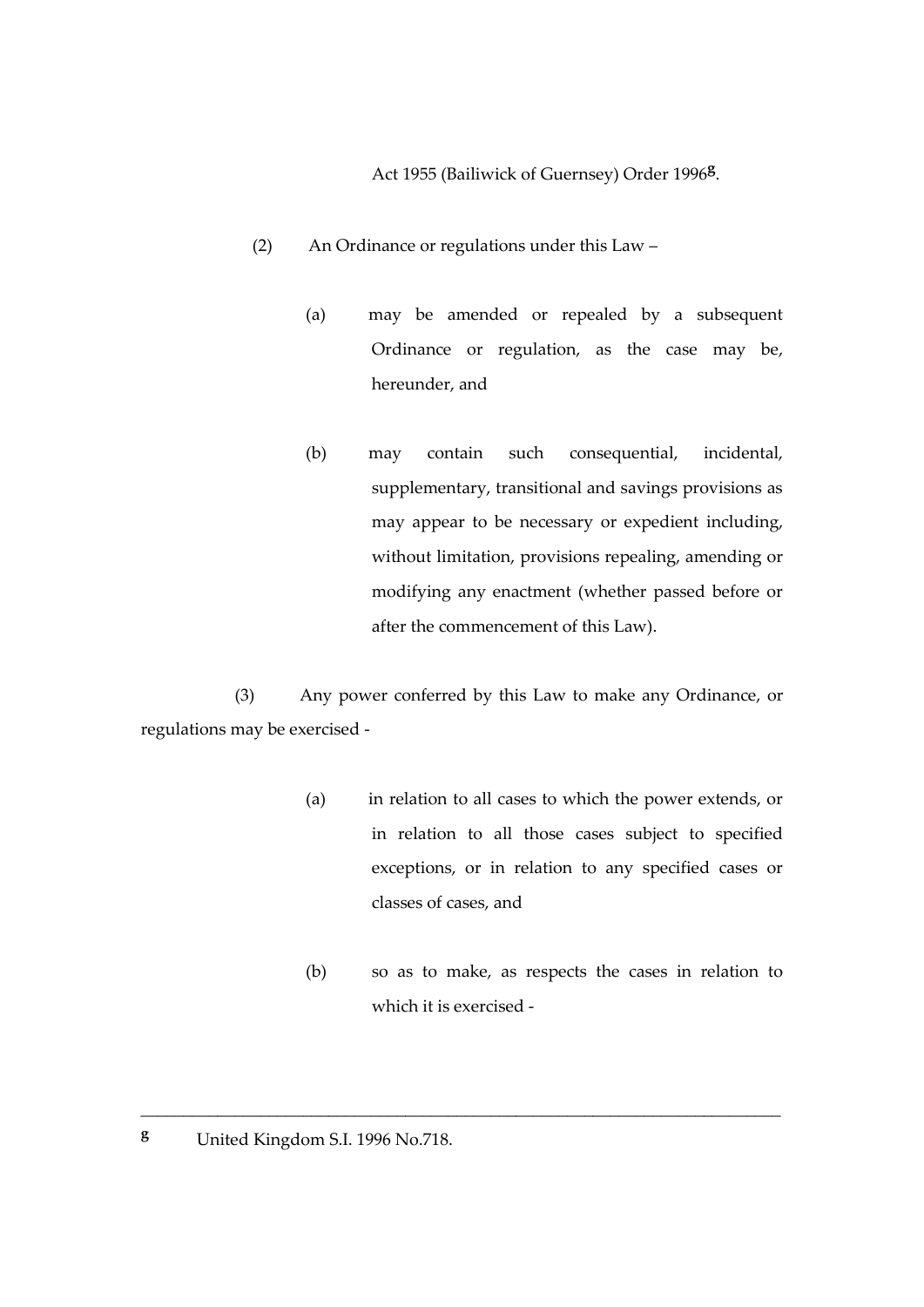Act 1955 (Bailiwick of Guernsey) Order 1996[g].

(2) An Ordinance or regulations under this Law –

(a) may be amended or repealed by a subsequent Ordinance or regulation, as the case may be, hereunder, and

(b) may contain such consequential, incidental, supplementary, transitional and savings provisions as may appear to be necessary or expedient including, without limitation, provisions repealing, amending or modifying any enactment (whether passed before or after the commencement of this Law).

(3) Any power conferred by this Law to make any Ordinance, or regulations may be exercised -

(a) in relation to all cases to which the power extends, or in relation to all those cases subject to specified exceptions, or in relation to any specified cases or classes of cases, and

(b) so as to make, as respects the cases in relation to which it is exercised -

---

[g] United Kingdom S.I. 1996 No.718.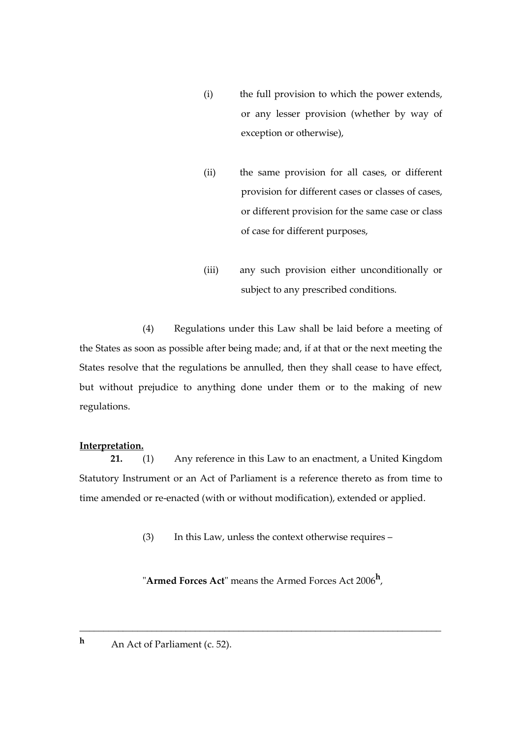(i) the full provision to which the power extends, or any lesser provision (whether by way of exception or otherwise),

(ii) the same provision for all cases, or different provision for different cases or classes of cases, or different provision for the same case or class of case for different purposes,

(iii) any such provision either unconditionally or subject to any prescribed conditions.

(4) Regulations under this Law shall be laid before a meeting of the States as soon as possible after being made; and, if at that or the next meeting the States resolve that the regulations be annulled, then they shall cease to have effect, but without prejudice to anything done under them or to the making of new regulations.

**Interpretation.**

**21.** (1) Any reference in this Law to an enactment, a United Kingdom Statutory Instrument or an Act of Parliament is a reference thereto as from time to time amended or re-enacted (with or without modification), extended or applied.

(3) In this Law, unless the context otherwise requires –

"**Armed Forces Act**" means the Armed Forces Act 2006[h],

---

**h** An Act of Parliament (c. 52).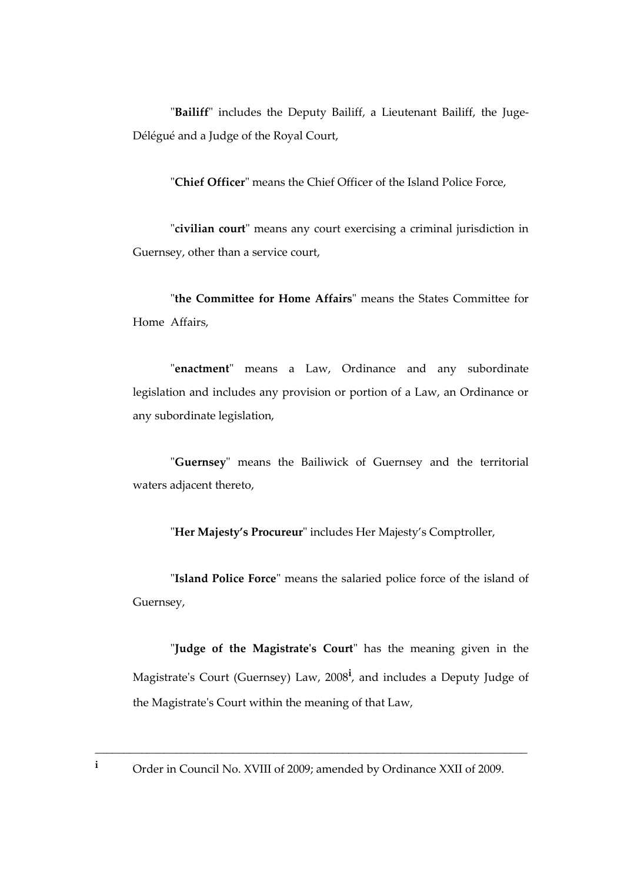"**Bailiff**" includes the Deputy Bailiff, a Lieutenant Bailiff, the Juge-Délégué and a Judge of the Royal Court,

"**Chief Officer**" means the Chief Officer of the Island Police Force,

"**civilian court**" means any court exercising a criminal jurisdiction in Guernsey, other than a service court,

"**the Committee for Home Affairs**" means the States Committee for Home Affairs,

"**enactment**" means a Law, Ordinance and any subordinate legislation and includes any provision or portion of a Law, an Ordinance or any subordinate legislation,

"**Guernsey**" means the Bailiwick of Guernsey and the territorial waters adjacent thereto,

"**Her Majesty's Procureur**" includes Her Majesty's Comptroller,

"**Island Police Force**" means the salaried police force of the island of Guernsey,

"**Judge of the Magistrate's Court**" has the meaning given in the Magistrate's Court (Guernsey) Law, 2008[i], and includes a Deputy Judge of the Magistrate's Court within the meaning of that Law,

---

[i] Order in Council No. XVIII of 2009; amended by Ordinance XXII of 2009.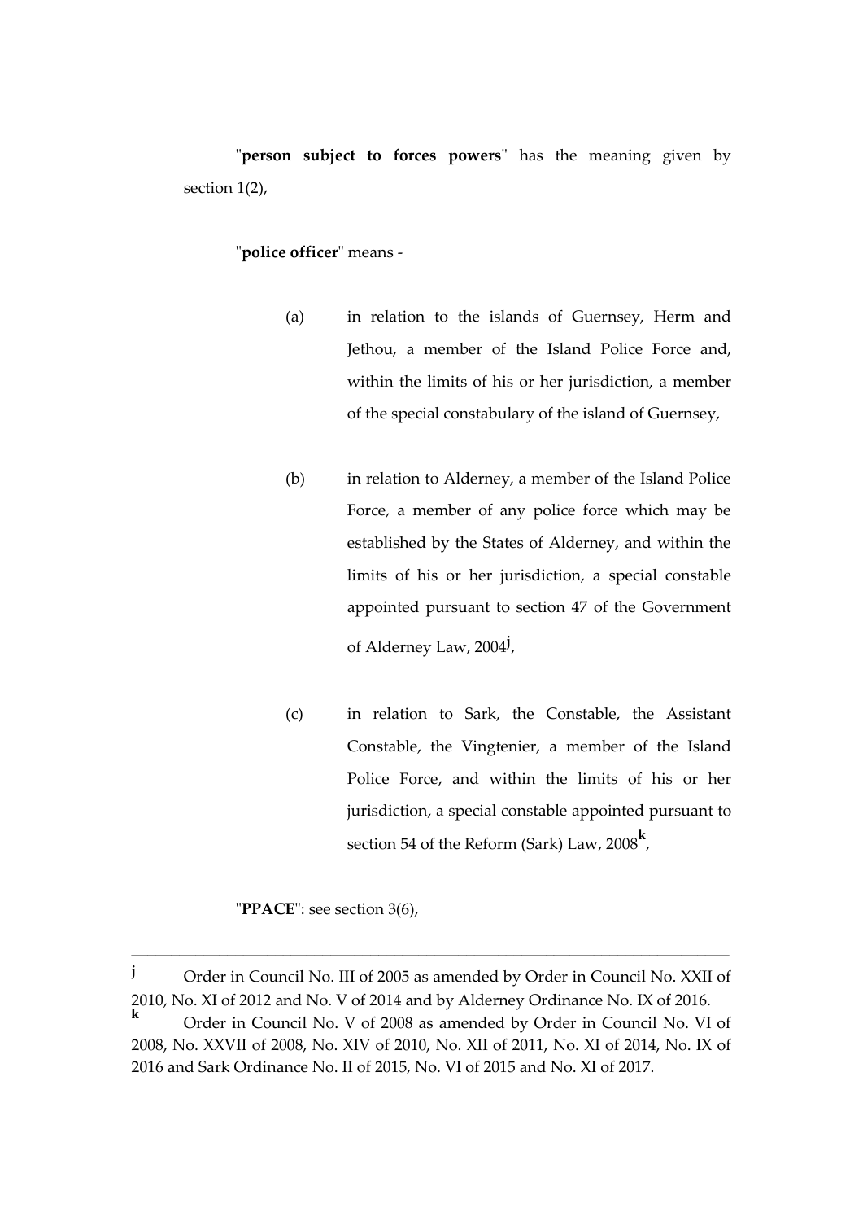"**person subject to forces powers**" has the meaning given by section 1(2),

"**police officer**" means -

(a) in relation to the islands of Guernsey, Herm and Jethou, a member of the Island Police Force and, within the limits of his or her jurisdiction, a member of the special constabulary of the island of Guernsey,

(b) in relation to Alderney, a member of the Island Police Force, a member of any police force which may be established by the States of Alderney, and within the limits of his or her jurisdiction, a special constable appointed pursuant to section 47 of the Government of Alderney Law, 2004[j],

(c) in relation to Sark, the Constable, the Assistant Constable, the Vingtenier, a member of the Island Police Force, and within the limits of his or her jurisdiction, a special constable appointed pursuant to section 54 of the Reform (Sark) Law, 2008[k],

"**PPACE**": see section 3(6),

---

[j] Order in Council No. III of 2005 as amended by Order in Council No. XXII of 2010, No. XI of 2012 and No. V of 2014 and by Alderney Ordinance No. IX of 2016.

[k] Order in Council No. V of 2008 as amended by Order in Council No. VI of 2008, No. XXVII of 2008, No. XIV of 2010, No. XII of 2011, No. XI of 2014, No. IX of 2016 and Sark Ordinance No. II of 2015, No. VI of 2015 and No. XI of 2017.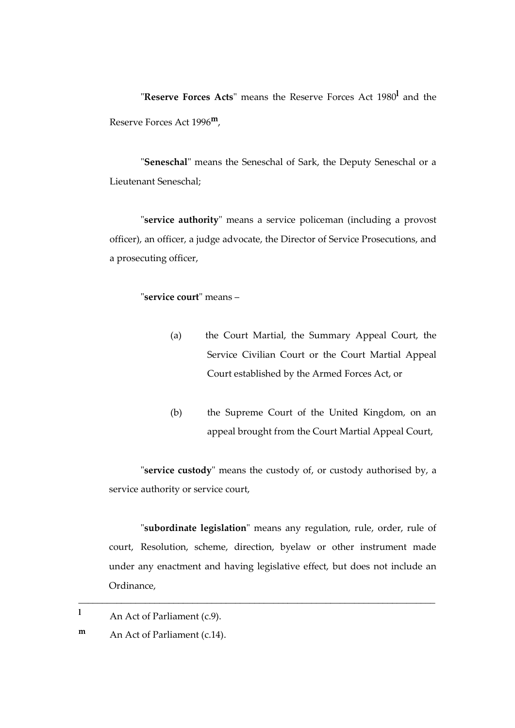"**Reserve Forces Acts**" means the Reserve Forces Act 1980[l] and the Reserve Forces Act 1996[m],

"**Seneschal**" means the Seneschal of Sark, the Deputy Seneschal or a Lieutenant Seneschal;

"**service authority**" means a service policeman (including a provost officer), an officer, a judge advocate, the Director of Service Prosecutions, and a prosecuting officer,

"**service court**" means –

(a) the Court Martial, the Summary Appeal Court, the Service Civilian Court or the Court Martial Appeal Court established by the Armed Forces Act, or

(b) the Supreme Court of the United Kingdom, on an appeal brought from the Court Martial Appeal Court,

"**service custody**" means the custody of, or custody authorised by, a service authority or service court,

"**subordinate legislation**" means any regulation, rule, order, rule of court, Resolution, scheme, direction, byelaw or other instrument made under any enactment and having legislative effect, but does not include an Ordinance,

---

[l] An Act of Parliament (c.9).

[m] An Act of Parliament (c.14).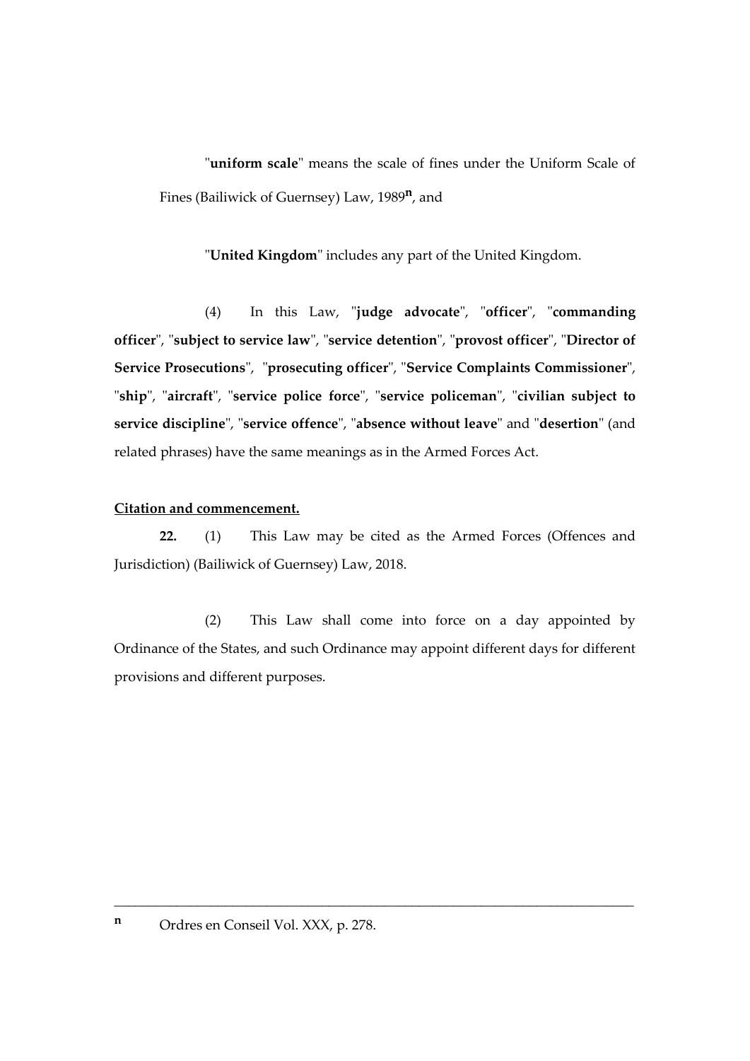"**uniform scale**" means the scale of fines under the Uniform Scale of Fines (Bailiwick of Guernsey) Law, 1989[n], and

"**United Kingdom**" includes any part of the United Kingdom.

(4) In this Law, "**judge advocate**", "**officer**", "**commanding officer**", "**subject to service law**", "**service detention**", "**provost officer**", "**Director of Service Prosecutions**", "**prosecuting officer**", "**Service Complaints Commissioner**", "**ship**", "**aircraft**", "**service police force**", "**service policeman**", "**civilian subject to service discipline**", "**service offence**", "**absence without leave**" and "**desertion**" (and related phrases) have the same meanings as in the Armed Forces Act.

**Citation and commencement.**

**22.** (1) This Law may be cited as the Armed Forces (Offences and Jurisdiction) (Bailiwick of Guernsey) Law, 2018.

(2) This Law shall come into force on a day appointed by Ordinance of the States, and such Ordinance may appoint different days for different provisions and different purposes.

---

**n** Ordres en Conseil Vol. XXX, p. 278.